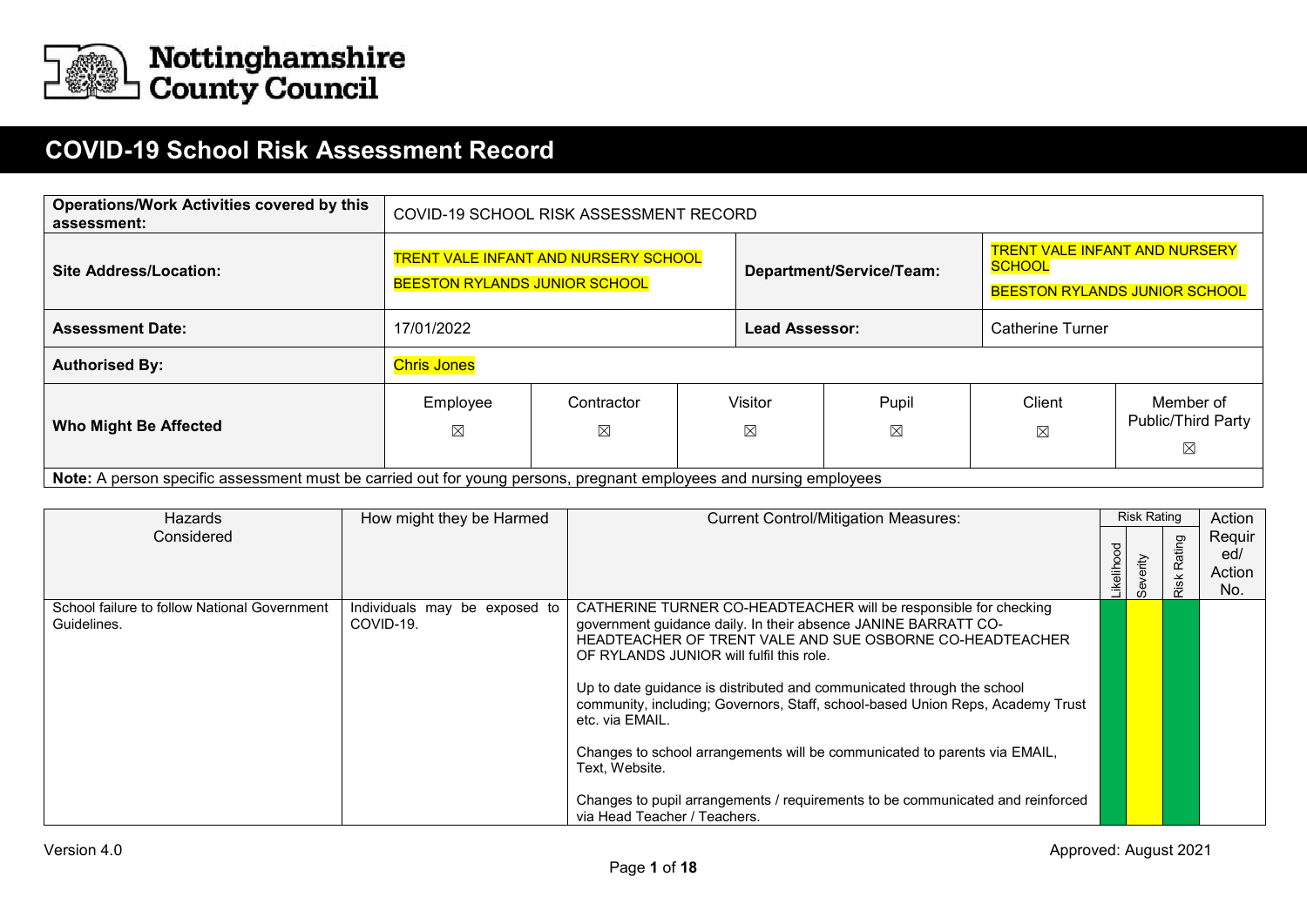# Nottinghamshire County Council

## COVID-19 School Risk Assessment Record

| **Operations/Work Activities covered by this assessment:** | COVID-19 SCHOOL RISK ASSESSMENT RECORD | | | | | |
|---|---|---|---|---|---|---|
| **Site Address/Location:** | TRENT VALE INFANT AND NURSERY SCHOOL<br>BEESTON RYLANDS JUNIOR SCHOOL | | **Department/Service/Team:** | | TRENT VALE INFANT AND NURSERY SCHOOL<br>BEESTON RYLANDS JUNIOR SCHOOL | |
| **Assessment Date:** | 17/01/2022 | | **Lead Assessor:** | | Catherine Turner | |
| **Authorised By:** | Chris Jones | | | | | |
| **Who Might Be Affected** | Employee ☒ | Contractor ☒ | Visitor ☒ | Pupil ☒ | Client ☒ | Member of Public/Third Party ☒ |

**Note:** A person specific assessment must be carried out for young persons, pregnant employees and nursing employees

| Hazards Considered | How might they be Harmed | Current Control/Mitigation Measures: | Risk Rating: Likelihood | Risk Rating: Severity | Risk Rating: Risk Rating | Action Required/ Action No. |
|---|---|---|---|---|---|---|
| School failure to follow National Government Guidelines. | Individuals may be exposed to COVID-19. | CATHERINE TURNER CO-HEADTEACHER will be responsible for checking government guidance daily. In their absence JANINE BARRATT CO-HEADTEACHER OF TRENT VALE AND SUE OSBORNE CO-HEADTEACHER OF RYLANDS JUNIOR will fulfil this role.<br><br>Up to date guidance is distributed and communicated through the school community, including; Governors, Staff, school-based Union Reps, Academy Trust etc. via EMAIL.<br><br>Changes to school arrangements will be communicated to parents via EMAIL, Text, Website.<br><br>Changes to pupil arrangements / requirements to be communicated and reinforced via Head Teacher / Teachers. | | | | |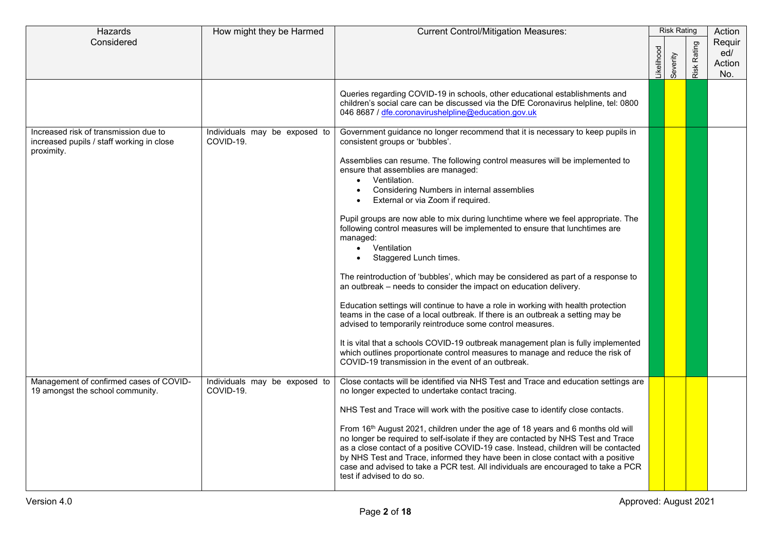| Hazards Considered | How might they be Harmed | Current Control/Mitigation Measures: | Likelihood | Severity | Risk Rating | Action Required/ Action No. |
|---|---|---|---|---|---|---|
| | | Queries regarding COVID-19 in schools, other educational establishments and children's social care can be discussed via the DfE Coronavirus helpline, tel: 0800 046 8687 / dfe.coronavirushelpline@education.gov.uk | | | | |
| Increased risk of transmission due to increased pupils / staff working in close proximity. | Individuals may be exposed to COVID-19. | Government guidance no longer recommend that it is necessary to keep pupils in consistent groups or 'bubbles'.<br><br>Assemblies can resume. The following control measures will be implemented to ensure that assemblies are managed:<br>• Ventilation.<br>• Considering Numbers in internal assemblies<br>• External or via Zoom if required.<br><br>Pupil groups are now able to mix during lunchtime where we feel appropriate. The following control measures will be implemented to ensure that lunchtimes are managed:<br>• Ventilation<br>• Staggered Lunch times.<br><br>The reintroduction of 'bubbles', which may be considered as part of a response to an outbreak – needs to consider the impact on education delivery.<br><br>Education settings will continue to have a role in working with health protection teams in the case of a local outbreak. If there is an outbreak a setting may be advised to temporarily reintroduce some control measures.<br><br>It is vital that a schools COVID-19 outbreak management plan is fully implemented which outlines proportionate control measures to manage and reduce the risk of COVID-19 transmission in the event of an outbreak. | | | | |
| Management of confirmed cases of COVID-19 amongst the school community. | Individuals may be exposed to COVID-19. | Close contacts will be identified via NHS Test and Trace and education settings are no longer expected to undertake contact tracing.<br><br>NHS Test and Trace will work with the positive case to identify close contacts.<br><br>From 16th August 2021, children under the age of 18 years and 6 months old will no longer be required to self-isolate if they are contacted by NHS Test and Trace as a close contact of a positive COVID-19 case. Instead, children will be contacted by NHS Test and Trace, informed they have been in close contact with a positive case and advised to take a PCR test. All individuals are encouraged to take a PCR test if advised to do so. | | | | |

Version 4.0 Approved: August 2021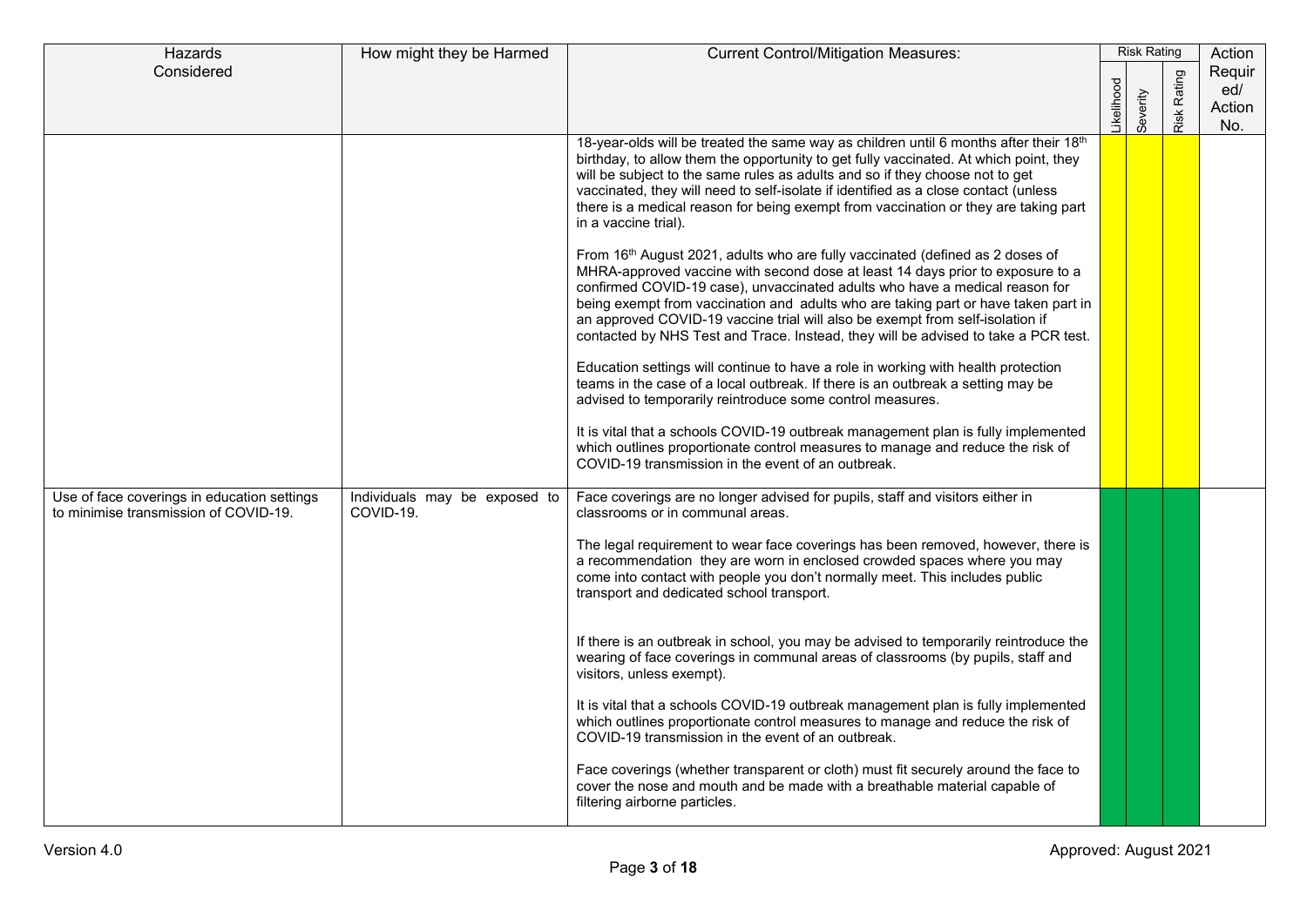| Hazards Considered | How might they be Harmed | Current Control/Mitigation Measures: | Risk Rating | | | Action Required/ Action No. |
|---|---|---|---|---|---|---|
| | | | Likelihood | Severity | Risk Rating | |
| | | 18-year-olds will be treated the same way as children until 6 months after their 18th birthday, to allow them the opportunity to get fully vaccinated. At which point, they will be subject to the same rules as adults and so if they choose not to get vaccinated, they will need to self-isolate if identified as a close contact (unless there is a medical reason for being exempt from vaccination or they are taking part in a vaccine trial).<br><br>From 16th August 2021, adults who are fully vaccinated (defined as 2 doses of MHRA-approved vaccine with second dose at least 14 days prior to exposure to a confirmed COVID-19 case), unvaccinated adults who have a medical reason for being exempt from vaccination and adults who are taking part or have taken part in an approved COVID-19 vaccine trial will also be exempt from self-isolation if contacted by NHS Test and Trace. Instead, they will be advised to take a PCR test.<br><br>Education settings will continue to have a role in working with health protection teams in the case of a local outbreak. If there is an outbreak a setting may be advised to temporarily reintroduce some control measures.<br><br>It is vital that a schools COVID-19 outbreak management plan is fully implemented which outlines proportionate control measures to manage and reduce the risk of COVID-19 transmission in the event of an outbreak. | | | | |
| Use of face coverings in education settings to minimise transmission of COVID-19. | Individuals may be exposed to COVID-19. | Face coverings are no longer advised for pupils, staff and visitors either in classrooms or in communal areas.<br><br>The legal requirement to wear face coverings has been removed, however, there is a recommendation they are worn in enclosed crowded spaces where you may come into contact with people you don't normally meet. This includes public transport and dedicated school transport.<br><br>If there is an outbreak in school, you may be advised to temporarily reintroduce the wearing of face coverings in communal areas of classrooms (by pupils, staff and visitors, unless exempt).<br><br>It is vital that a schools COVID-19 outbreak management plan is fully implemented which outlines proportionate control measures to manage and reduce the risk of COVID-19 transmission in the event of an outbreak.<br><br>Face coverings (whether transparent or cloth) must fit securely around the face to cover the nose and mouth and be made with a breathable material capable of filtering airborne particles. | | | | |

Version 4.0

Approved: August 2021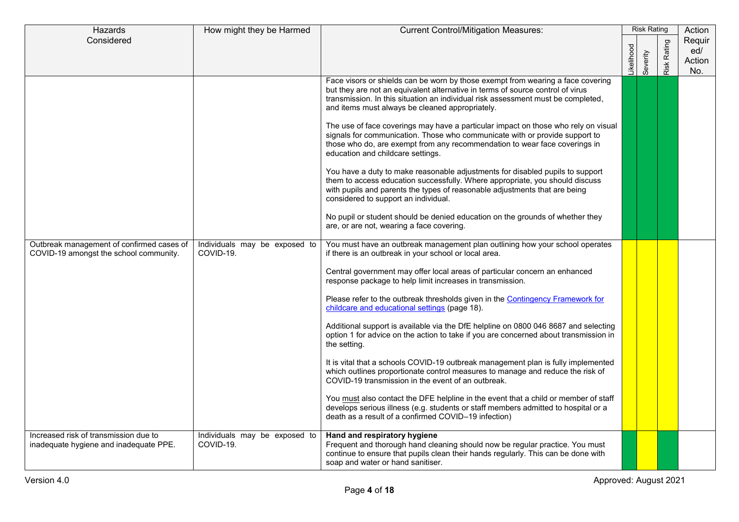| Hazards Considered | How might they be Harmed | Current Control/Mitigation Measures: | Risk Rating | | | Action Required/ Action No. |
|---|---|---|---|---|---|---|
| | | | Likelihood | Severity | Risk Rating | |
| | | Face visors or shields can be worn by those exempt from wearing a face covering but they are not an equivalent alternative in terms of source control of virus transmission. In this situation an individual risk assessment must be completed, and items must always be cleaned appropriately.<br><br>The use of face coverings may have a particular impact on those who rely on visual signals for communication. Those who communicate with or provide support to those who do, are exempt from any recommendation to wear face coverings in education and childcare settings.<br><br>You have a duty to make reasonable adjustments for disabled pupils to support them to access education successfully. Where appropriate, you should discuss with pupils and parents the types of reasonable adjustments that are being considered to support an individual.<br><br>No pupil or student should be denied education on the grounds of whether they are, or are not, wearing a face covering. | | | | |
| Outbreak management of confirmed cases of COVID-19 amongst the school community. | Individuals may be exposed to COVID-19. | You must have an outbreak management plan outlining how your school operates if there is an outbreak in your school or local area.<br><br>Central government may offer local areas of particular concern an enhanced response package to help limit increases in transmission.<br><br>Please refer to the outbreak thresholds given in the [Contingency Framework for childcare and educational settings]() (page 18).<br><br>Additional support is available via the DfE helpline on 0800 046 8687 and selecting option 1 for advice on the action to take if you are concerned about transmission in the setting.<br><br>It is vital that a schools COVID-19 outbreak management plan is fully implemented which outlines proportionate control measures to manage and reduce the risk of COVID-19 transmission in the event of an outbreak.<br><br>You <u>must</u> also contact the DFE helpline in the event that a child or member of staff develops serious illness (e.g. students or staff members admitted to hospital or a death as a result of a confirmed COVID–19 infection) | | | | |
| Increased risk of transmission due to inadequate hygiene and inadequate PPE. | Individuals may be exposed to COVID-19. | **Hand and respiratory hygiene**<br>Frequent and thorough hand cleaning should now be regular practice. You must continue to ensure that pupils clean their hands regularly. This can be done with soap and water or hand sanitiser. | | | | |

Version 4.0 Approved: August 2021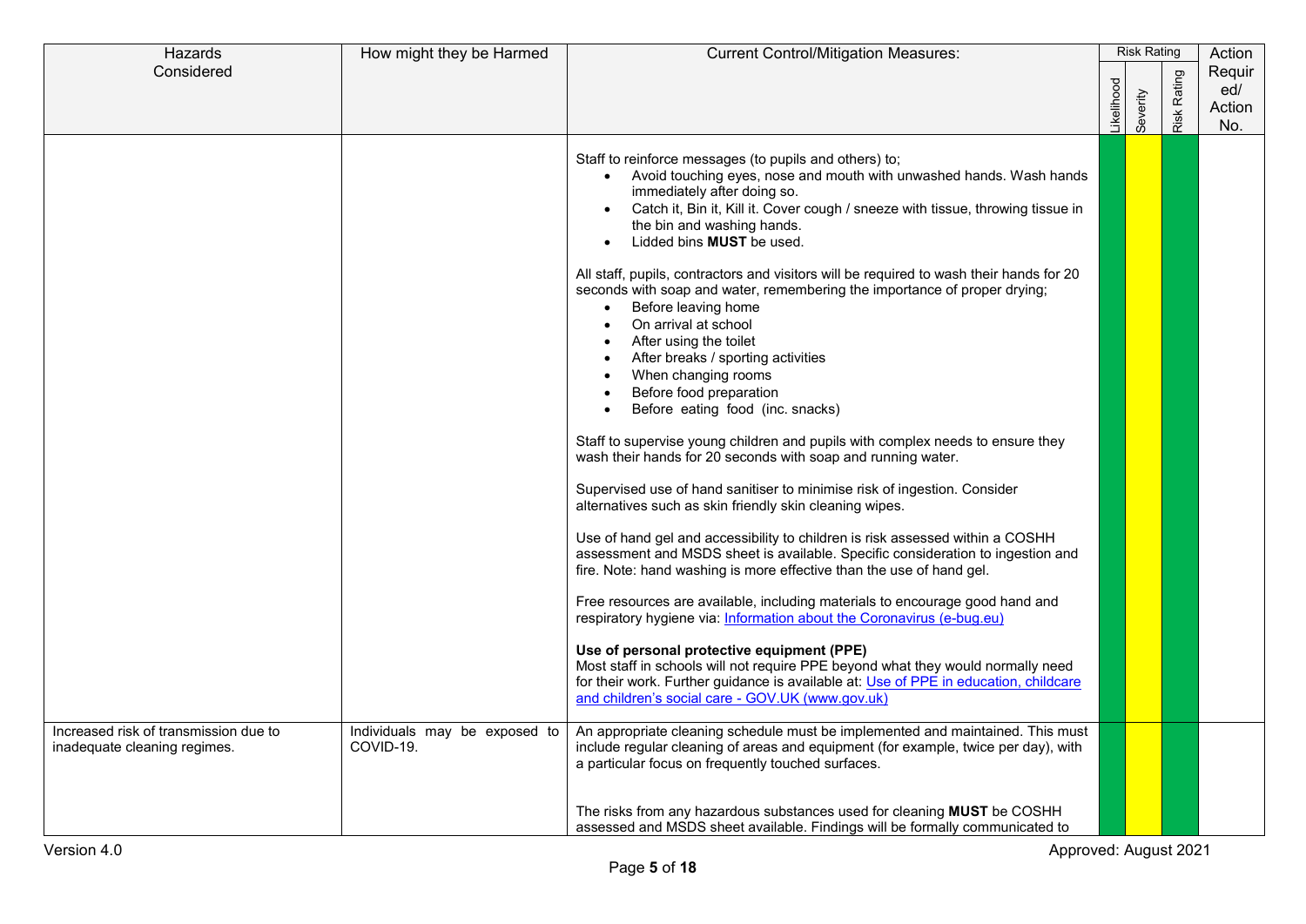| Hazards Considered | How might they be Harmed | Current Control/Mitigation Measures: | Risk Rating | | | Action Required/ Action No. |
|---|---|---|---|---|---|---|
| | | | Likelihood | Severity | Risk Rating | |
| | | Staff to reinforce messages (to pupils and others) to;<br>• Avoid touching eyes, nose and mouth with unwashed hands. Wash hands immediately after doing so.<br>• Catch it, Bin it, Kill it. Cover cough / sneeze with tissue, throwing tissue in the bin and washing hands.<br>• Lidded bins **MUST** be used.<br><br>All staff, pupils, contractors and visitors will be required to wash their hands for 20 seconds with soap and water, remembering the importance of proper drying;<br>• Before leaving home<br>• On arrival at school<br>• After using the toilet<br>• After breaks / sporting activities<br>• When changing rooms<br>• Before food preparation<br>• Before eating food (inc. snacks)<br><br>Staff to supervise young children and pupils with complex needs to ensure they wash their hands for 20 seconds with soap and running water.<br><br>Supervised use of hand sanitiser to minimise risk of ingestion. Consider alternatives such as skin friendly skin cleaning wipes.<br><br>Use of hand gel and accessibility to children is risk assessed within a COSHH assessment and MSDS sheet is available. Specific consideration to ingestion and fire. Note: hand washing is more effective than the use of hand gel.<br><br>Free resources are available, including materials to encourage good hand and respiratory hygiene via: [Information about the Coronavirus (e-bug.eu)]()<br><br>**Use of personal protective equipment (PPE)**<br>Most staff in schools will not require PPE beyond what they would normally need for their work. Further guidance is available at: [Use of PPE in education, childcare and children's social care - GOV.UK (www.gov.uk)]() | | | | |
| Increased risk of transmission due to inadequate cleaning regimes. | Individuals may be exposed to COVID-19. | An appropriate cleaning schedule must be implemented and maintained. This must include regular cleaning of areas and equipment (for example, twice per day), with a particular focus on frequently touched surfaces.<br><br>The risks from any hazardous substances used for cleaning **MUST** be COSHH assessed and MSDS sheet available. Findings will be formally communicated to | | | | |

Version 4.0 Approved: August 2021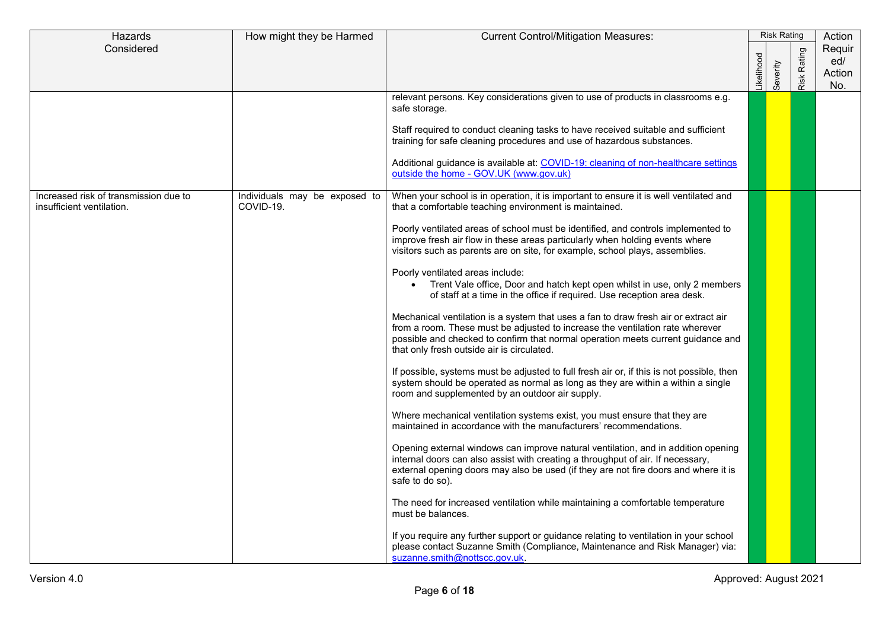| Hazards Considered | How might they be Harmed | Current Control/Mitigation Measures: | Risk Rating | | | Action Required/ Action No. |
|---|---|---|---|---|---|---|
| | | | Likelihood | Severity | Risk Rating | |
| | | relevant persons. Key considerations given to use of products in classrooms e.g. safe storage.<br><br>Staff required to conduct cleaning tasks to have received suitable and sufficient training for safe cleaning procedures and use of hazardous substances.<br><br>Additional guidance is available at: [COVID-19: cleaning of non-healthcare settings outside the home - GOV.UK (www.gov.uk)](https://www.gov.uk) | | | | |
| Increased risk of transmission due to insufficient ventilation. | Individuals may be exposed to COVID-19. | When your school is in operation, it is important to ensure it is well ventilated and that a comfortable teaching environment is maintained.<br><br>Poorly ventilated areas of school must be identified, and controls implemented to improve fresh air flow in these areas particularly when holding events where visitors such as parents are on site, for example, school plays, assemblies.<br><br>Poorly ventilated areas include:<br>• Trent Vale office, Door and hatch kept open whilst in use, only 2 members of staff at a time in the office if required. Use reception area desk.<br><br>Mechanical ventilation is a system that uses a fan to draw fresh air or extract air from a room. These must be adjusted to increase the ventilation rate wherever possible and checked to confirm that normal operation meets current guidance and that only fresh outside air is circulated.<br><br>If possible, systems must be adjusted to full fresh air or, if this is not possible, then system should be operated as normal as long as they are within a within a single room and supplemented by an outdoor air supply.<br><br>Where mechanical ventilation systems exist, you must ensure that they are maintained in accordance with the manufacturers' recommendations.<br><br>Opening external windows can improve natural ventilation, and in addition opening internal doors can also assist with creating a throughput of air. If necessary, external opening doors may also be used (if they are not fire doors and where it is safe to do so).<br><br>The need for increased ventilation while maintaining a comfortable temperature must be balances.<br><br>If you require any further support or guidance relating to ventilation in your school please contact Suzanne Smith (Compliance, Maintenance and Risk Manager) via: [suzanne.smith@nottscc.gov.uk](mailto:suzanne.smith@nottscc.gov.uk). | | | | |

Version 4.0 Approved: August 2021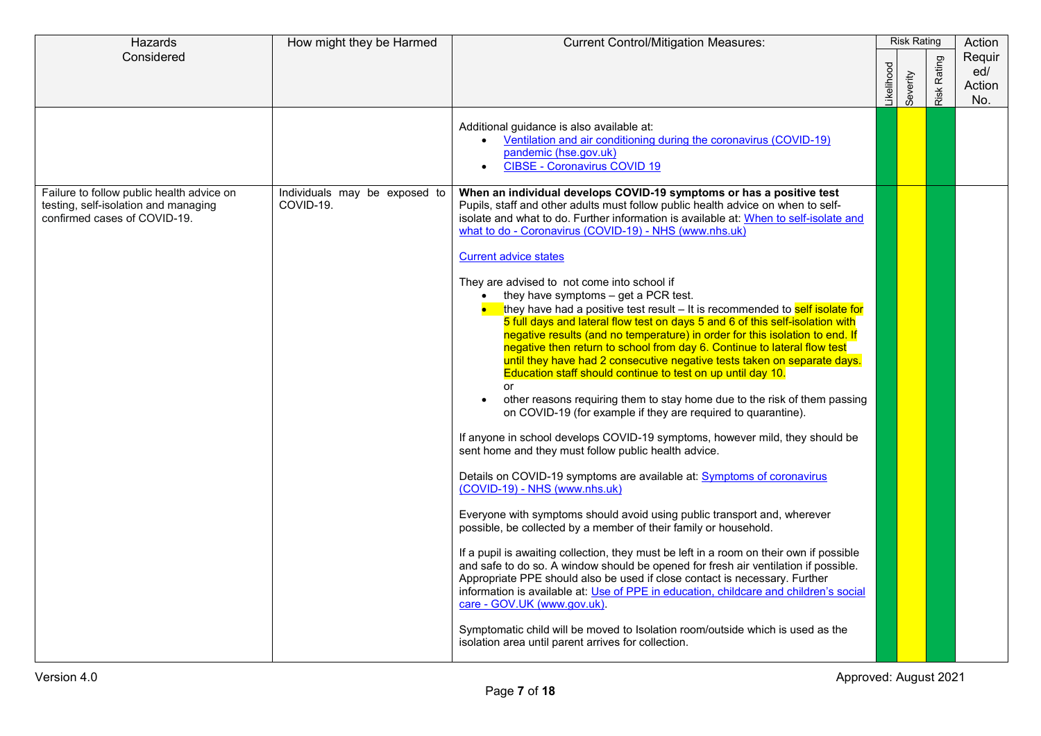| Hazards Considered | How might they be Harmed | Current Control/Mitigation Measures: | Risk Rating | | | Action Required/ Action No. |
|---|---|---|---|---|---|---|
| | | | Likelihood | Severity | Risk Rating | |
| | | Additional guidance is also available at:<br>• Ventilation and air conditioning during the coronavirus (COVID-19) pandemic (hse.gov.uk)<br>• CIBSE - Coronavirus COVID 19 | | | | |
| Failure to follow public health advice on testing, self-isolation and managing confirmed cases of COVID-19. | Individuals may be exposed to COVID-19. | **When an individual develops COVID-19 symptoms or has a positive test**<br>Pupils, staff and other adults must follow public health advice on when to self-isolate and what to do. Further information is available at: When to self-isolate and what to do - Coronavirus (COVID-19) - NHS (www.nhs.uk)<br><br>Current advice states<br><br>They are advised to not come into school if<br>• they have symptoms – get a PCR test.<br>• they have had a positive test result – It is recommended to self isolate for 5 full days and lateral flow test on days 5 and 6 of this self-isolation with negative results (and no temperature) in order for this isolation to end. If negative then return to school from day 6. Continue to lateral flow test until they have had 2 consecutive negative tests taken on separate days. Education staff should continue to test on up until day 10.<br>or<br>• other reasons requiring them to stay home due to the risk of them passing on COVID-19 (for example if they are required to quarantine).<br><br>If anyone in school develops COVID-19 symptoms, however mild, they should be sent home and they must follow public health advice.<br><br>Details on COVID-19 symptoms are available at: Symptoms of coronavirus (COVID-19) - NHS (www.nhs.uk)<br><br>Everyone with symptoms should avoid using public transport and, wherever possible, be collected by a member of their family or household.<br><br>If a pupil is awaiting collection, they must be left in a room on their own if possible and safe to do so. A window should be opened for fresh air ventilation if possible. Appropriate PPE should also be used if close contact is necessary. Further information is available at: Use of PPE in education, childcare and children's social care - GOV.UK (www.gov.uk).<br><br>Symptomatic child will be moved to Isolation room/outside which is used as the isolation area until parent arrives for collection. | | | | |

Version 4.0 Approved: August 2021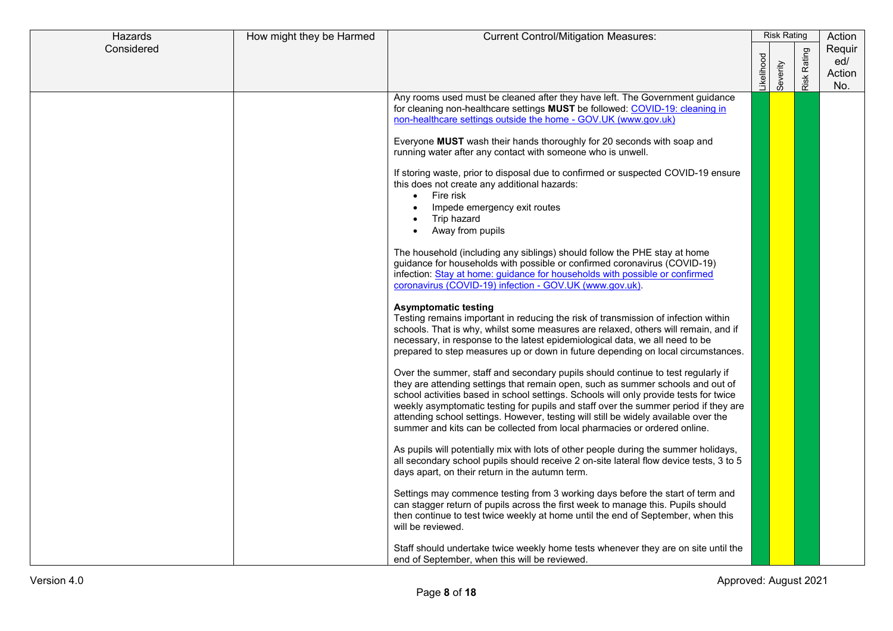| Hazards Considered | How might they be Harmed | Current Control/Mitigation Measures: | Risk Rating | | | Action Required/ Action No. |
|---|---|---|---|---|---|---|
| | | | Likelihood | Severity | Risk Rating | |
| | | Any rooms used must be cleaned after they have left. The Government guidance for cleaning non-healthcare settings **MUST** be followed: [COVID-19: cleaning in non-healthcare settings outside the home - GOV.UK (www.gov.uk)]<br><br>Everyone **MUST** wash their hands thoroughly for 20 seconds with soap and running water after any contact with someone who is unwell.<br><br>If storing waste, prior to disposal due to confirmed or suspected COVID-19 ensure this does not create any additional hazards:<br>• Fire risk<br>• Impede emergency exit routes<br>• Trip hazard<br>• Away from pupils<br><br>The household (including any siblings) should follow the PHE stay at home guidance for households with possible or confirmed coronavirus (COVID-19) infection: [Stay at home: guidance for households with possible or confirmed coronavirus (COVID-19) infection - GOV.UK (www.gov.uk)].<br><br>**Asymptomatic testing**<br>Testing remains important in reducing the risk of transmission of infection within schools. That is why, whilst some measures are relaxed, others will remain, and if necessary, in response to the latest epidemiological data, we all need to be prepared to step measures up or down in future depending on local circumstances.<br><br>Over the summer, staff and secondary pupils should continue to test regularly if they are attending settings that remain open, such as summer schools and out of school activities based in school settings. Schools will only provide tests for twice weekly asymptomatic testing for pupils and staff over the summer period if they are attending school settings. However, testing will still be widely available over the summer and kits can be collected from local pharmacies or ordered online.<br><br>As pupils will potentially mix with lots of other people during the summer holidays, all secondary school pupils should receive 2 on-site lateral flow device tests, 3 to 5 days apart, on their return in the autumn term.<br><br>Settings may commence testing from 3 working days before the start of term and can stagger return of pupils across the first week to manage this. Pupils should then continue to test twice weekly at home until the end of September, when this will be reviewed.<br><br>Staff should undertake twice weekly home tests whenever they are on site until the end of September, when this will be reviewed. | | | | |

Version 4.0 Approved: August 2021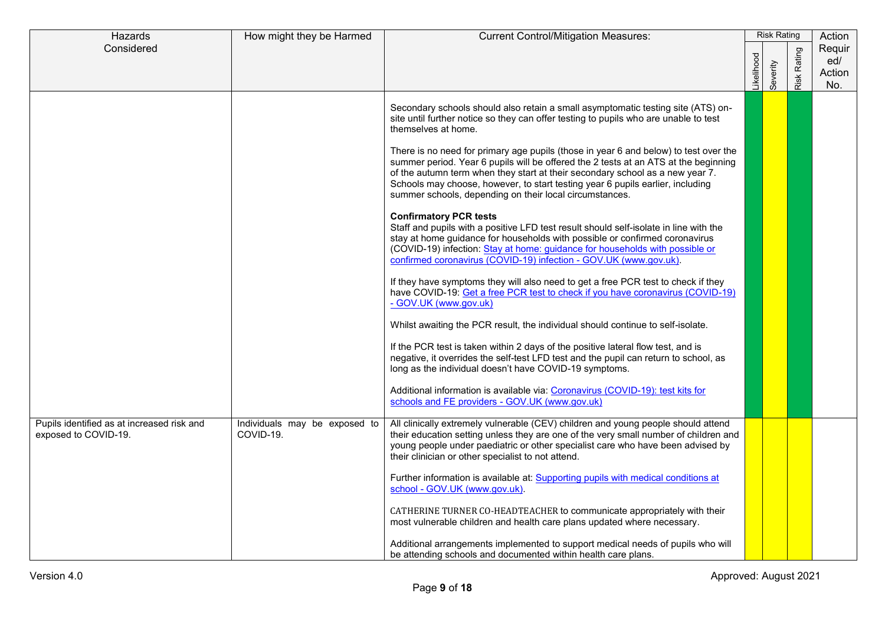| Hazards Considered | How might they be Harmed | Current Control/Mitigation Measures: | Risk Rating | | | Action Required/ Action No. |
|---|---|---|---|---|---|---|
| | | | Likelihood | Severity | Risk Rating | |
| | | Secondary schools should also retain a small asymptomatic testing site (ATS) on-site until further notice so they can offer testing to pupils who are unable to test themselves at home.<br><br>There is no need for primary age pupils (those in year 6 and below) to test over the summer period. Year 6 pupils will be offered the 2 tests at an ATS at the beginning of the autumn term when they start at their secondary school as a new year 7. Schools may choose, however, to start testing year 6 pupils earlier, including summer schools, depending on their local circumstances.<br><br>**Confirmatory PCR tests**<br>Staff and pupils with a positive LFD test result should self-isolate in line with the stay at home guidance for households with possible or confirmed coronavirus (COVID-19) infection: Stay at home: guidance for households with possible or confirmed coronavirus (COVID-19) infection - GOV.UK (www.gov.uk).<br><br>If they have symptoms they will also need to get a free PCR test to check if they have COVID-19: Get a free PCR test to check if you have coronavirus (COVID-19) - GOV.UK (www.gov.uk)<br><br>Whilst awaiting the PCR result, the individual should continue to self-isolate.<br><br>If the PCR test is taken within 2 days of the positive lateral flow test, and is negative, it overrides the self-test LFD test and the pupil can return to school, as long as the individual doesn't have COVID-19 symptoms.<br><br>Additional information is available via: Coronavirus (COVID-19): test kits for schools and FE providers - GOV.UK (www.gov.uk) | | | | |
| Pupils identified as at increased risk and exposed to COVID-19. | Individuals may be exposed to COVID-19. | All clinically extremely vulnerable (CEV) children and young people should attend their education setting unless they are one of the very small number of children and young people under paediatric or other specialist care who have been advised by their clinician or other specialist to not attend.<br><br>Further information is available at: Supporting pupils with medical conditions at school - GOV.UK (www.gov.uk).<br><br>CATHERINE TURNER CO-HEADTEACHER to communicate appropriately with their most vulnerable children and health care plans updated where necessary.<br><br>Additional arrangements implemented to support medical needs of pupils who will be attending schools and documented within health care plans. | | | | |

Version 4.0 Approved: August 2021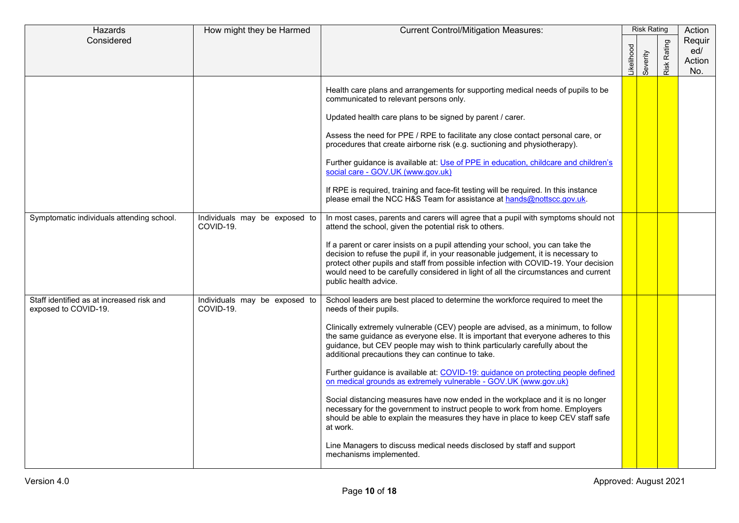| Hazards Considered | How might they be Harmed | Current Control/Mitigation Measures: | Risk Rating | | | Action Required/ Action No. |
|---|---|---|---|---|---|---|
| | | | Likelihood | Severity | Risk Rating | |
| | | Health care plans and arrangements for supporting medical needs of pupils to be communicated to relevant persons only.<br><br>Updated health care plans to be signed by parent / carer.<br><br>Assess the need for PPE / RPE to facilitate any close contact personal care, or procedures that create airborne risk (e.g. suctioning and physiotherapy).<br><br>Further guidance is available at: [Use of PPE in education, childcare and children's social care - GOV.UK (www.gov.uk)]()<br><br>If RPE is required, training and face-fit testing will be required. In this instance please email the NCC H&S Team for assistance at hands@nottscc.gov.uk. | | | | |
| Symptomatic individuals attending school. | Individuals may be exposed to COVID-19. | In most cases, parents and carers will agree that a pupil with symptoms should not attend the school, given the potential risk to others.<br><br>If a parent or carer insists on a pupil attending your school, you can take the decision to refuse the pupil if, in your reasonable judgement, it is necessary to protect other pupils and staff from possible infection with COVID-19. Your decision would need to be carefully considered in light of all the circumstances and current public health advice. | | | | |
| Staff identified as at increased risk and exposed to COVID-19. | Individuals may be exposed to COVID-19. | School leaders are best placed to determine the workforce required to meet the needs of their pupils.<br><br>Clinically extremely vulnerable (CEV) people are advised, as a minimum, to follow the same guidance as everyone else. It is important that everyone adheres to this guidance, but CEV people may wish to think particularly carefully about the additional precautions they can continue to take.<br><br>Further guidance is available at: [COVID-19: guidance on protecting people defined on medical grounds as extremely vulnerable - GOV.UK (www.gov.uk)]()<br><br>Social distancing measures have now ended in the workplace and it is no longer necessary for the government to instruct people to work from home. Employers should be able to explain the measures they have in place to keep CEV staff safe at work.<br><br>Line Managers to discuss medical needs disclosed by staff and support mechanisms implemented. | | | | |

Version 4.0

Approved: August 2021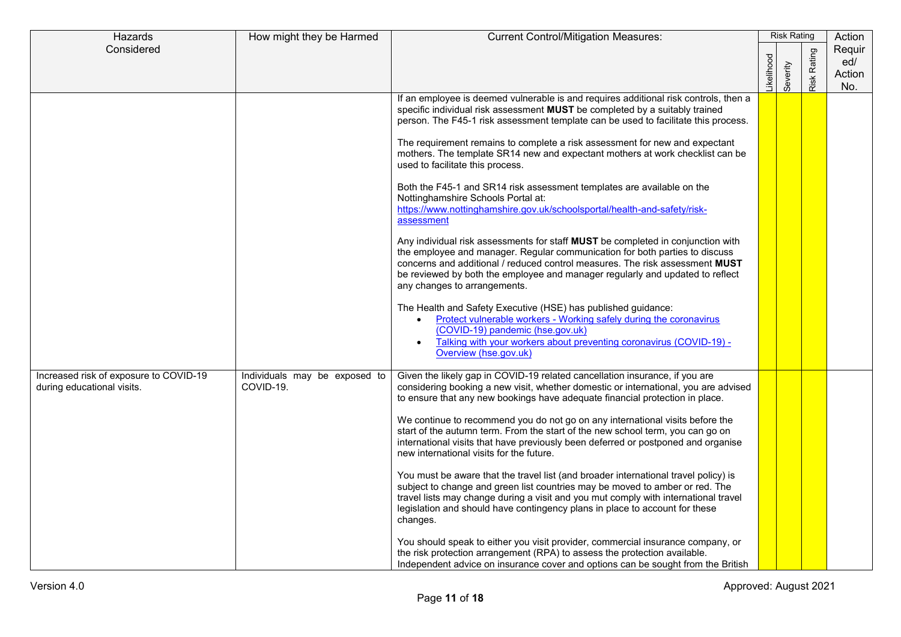| Hazards Considered | How might they be Harmed | Current Control/Mitigation Measures: | Risk Rating | | | Action Required/ Action No. |
|---|---|---|---|---|---|---|
| | | | Likelihood | Severity | Risk Rating | |
| | | If an employee is deemed vulnerable is and requires additional risk controls, then a specific individual risk assessment **MUST** be completed by a suitably trained person. The F45-1 risk assessment template can be used to facilitate this process.<br><br>The requirement remains to complete a risk assessment for new and expectant mothers. The template SR14 new and expectant mothers at work checklist can be used to facilitate this process.<br><br>Both the F45-1 and SR14 risk assessment templates are available on the Nottinghamshire Schools Portal at: [https://www.nottinghamshire.gov.uk/schoolsportal/health-and-safety/risk-assessment](https://www.nottinghamshire.gov.uk/schoolsportal/health-and-safety/risk-assessment)<br><br>Any individual risk assessments for staff **MUST** be completed in conjunction with the employee and manager. Regular communication for both parties to discuss concerns and additional / reduced control measures. The risk assessment **MUST** be reviewed by both the employee and manager regularly and updated to reflect any changes to arrangements.<br><br>The Health and Safety Executive (HSE) has published guidance:<br>• Protect vulnerable workers - Working safely during the coronavirus (COVID-19) pandemic (hse.gov.uk)<br>• Talking with your workers about preventing coronavirus (COVID-19) - Overview (hse.gov.uk) | | | | |
| Increased risk of exposure to COVID-19 during educational visits. | Individuals may be exposed to COVID-19. | Given the likely gap in COVID-19 related cancellation insurance, if you are considering booking a new visit, whether domestic or international, you are advised to ensure that any new bookings have adequate financial protection in place.<br><br>We continue to recommend you do not go on any international visits before the start of the autumn term. From the start of the new school term, you can go on international visits that have previously been deferred or postponed and organise new international visits for the future.<br><br>You must be aware that the travel list (and broader international travel policy) is subject to change and green list countries may be moved to amber or red. The travel lists may change during a visit and you mut comply with international travel legislation and should have contingency plans in place to account for these changes.<br><br>You should speak to either you visit provider, commercial insurance company, or the risk protection arrangement (RPA) to assess the protection available. Independent advice on insurance cover and options can be sought from the British | | | | |

Version 4.0 Approved: August 2021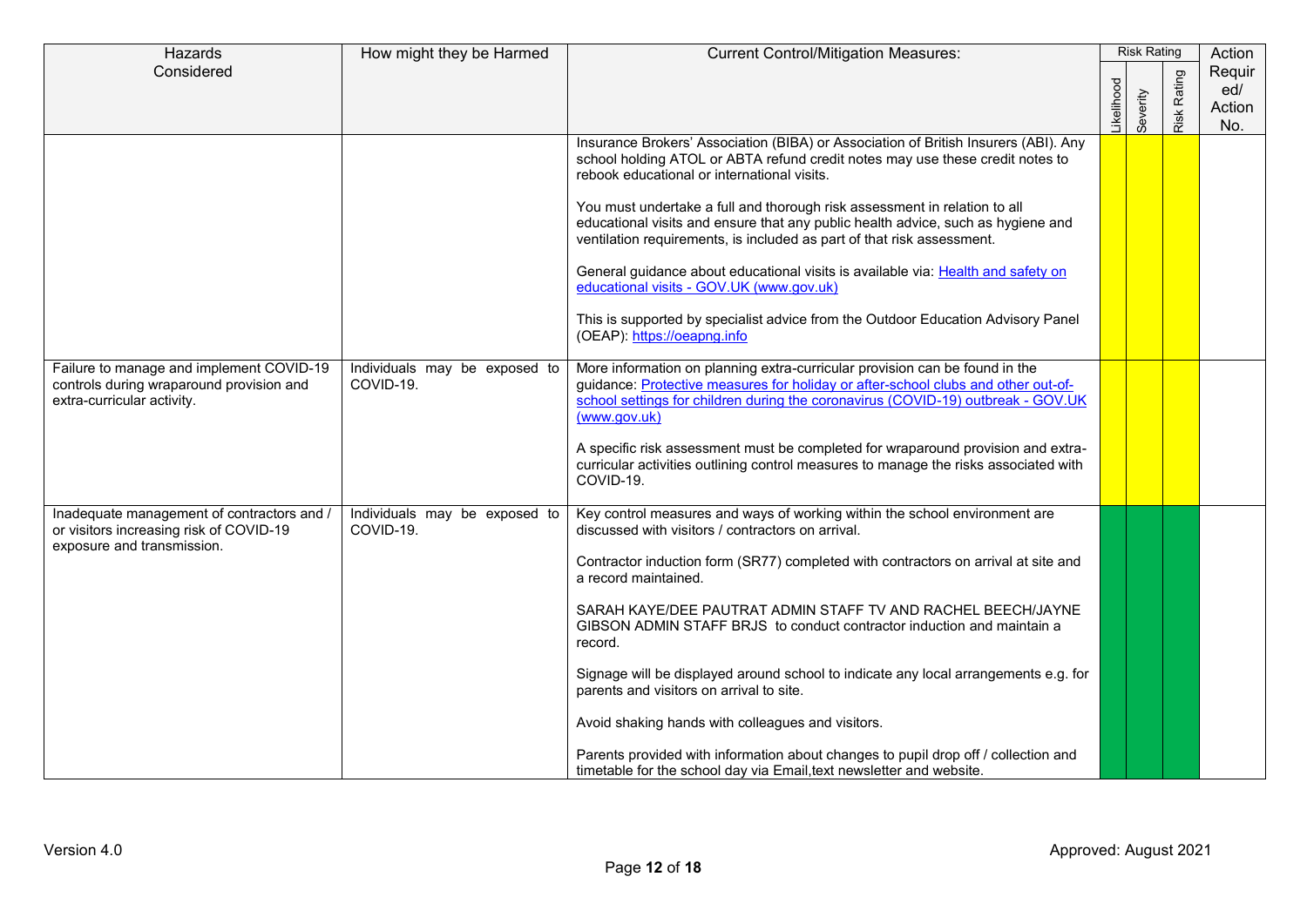| Hazards Considered | How might they be Harmed | Current Control/Mitigation Measures: | Risk Rating | | | Action Required/ Action No. |
|---|---|---|---|---|---|---|
| | | | Likelihood | Severity | Risk Rating | |
| | | Insurance Brokers' Association (BIBA) or Association of British Insurers (ABI). Any school holding ATOL or ABTA refund credit notes may use these credit notes to rebook educational or international visits.<br><br>You must undertake a full and thorough risk assessment in relation to all educational visits and ensure that any public health advice, such as hygiene and ventilation requirements, is included as part of that risk assessment.<br><br>General guidance about educational visits is available via: [Health and safety on educational visits - GOV.UK (www.gov.uk)](https://www.gov.uk)<br><br>This is supported by specialist advice from the Outdoor Education Advisory Panel (OEAP): [https://oeapng.info](https://oeapng.info) | | | | |
| Failure to manage and implement COVID-19 controls during wraparound provision and extra-curricular activity. | Individuals may be exposed to COVID-19. | More information on planning extra-curricular provision can be found in the guidance: [Protective measures for holiday or after-school clubs and other out-of-school settings for children during the coronavirus (COVID-19) outbreak - GOV.UK (www.gov.uk)](https://www.gov.uk)<br><br>A specific risk assessment must be completed for wraparound provision and extra-curricular activities outlining control measures to manage the risks associated with COVID-19. | | | | |
| Inadequate management of contractors and / or visitors increasing risk of COVID-19 exposure and transmission. | Individuals may be exposed to COVID-19. | Key control measures and ways of working within the school environment are discussed with visitors / contractors on arrival.<br><br>Contractor induction form (SR77) completed with contractors on arrival at site and a record maintained.<br><br>SARAH KAYE/DEE PAUTRAT ADMIN STAFF TV AND RACHEL BEECH/JAYNE GIBSON ADMIN STAFF BRJS to conduct contractor induction and maintain a record.<br><br>Signage will be displayed around school to indicate any local arrangements e.g. for parents and visitors on arrival to site.<br><br>Avoid shaking hands with colleagues and visitors.<br><br>Parents provided with information about changes to pupil drop off / collection and timetable for the school day via Email,text newsletter and website. | | | | |

Version 4.0 Approved: August 2021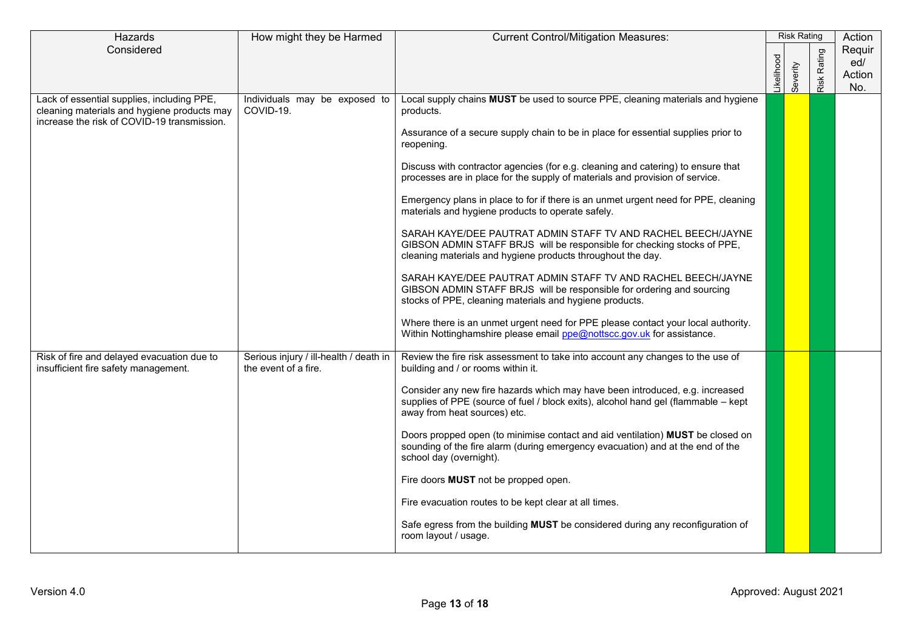| Hazards Considered | How might they be Harmed | Current Control/Mitigation Measures: | Risk Rating | | | Action Required/ Action No. |
|---|---|---|---|---|---|---|
| | | | Likelihood | Severity | Risk Rating | |
| Lack of essential supplies, including PPE, cleaning materials and hygiene products may increase the risk of COVID-19 transmission. | Individuals may be exposed to COVID-19. | Local supply chains **MUST** be used to source PPE, cleaning materials and hygiene products.<br><br>Assurance of a secure supply chain to be in place for essential supplies prior to reopening.<br><br>Discuss with contractor agencies (for e.g. cleaning and catering) to ensure that processes are in place for the supply of materials and provision of service.<br><br>Emergency plans in place to for if there is an unmet urgent need for PPE, cleaning materials and hygiene products to operate safely.<br><br>SARAH KAYE/DEE PAUTRAT ADMIN STAFF TV AND RACHEL BEECH/JAYNE GIBSON ADMIN STAFF BRJS will be responsible for checking stocks of PPE, cleaning materials and hygiene products throughout the day.<br><br>SARAH KAYE/DEE PAUTRAT ADMIN STAFF TV AND RACHEL BEECH/JAYNE GIBSON ADMIN STAFF BRJS will be responsible for ordering and sourcing stocks of PPE, cleaning materials and hygiene products.<br><br>Where there is an unmet urgent need for PPE please contact your local authority. Within Nottinghamshire please email ppe@nottscc.gov.uk for assistance. | | | | |
| Risk of fire and delayed evacuation due to insufficient fire safety management. | Serious injury / ill-health / death in the event of a fire. | Review the fire risk assessment to take into account any changes to the use of building and / or rooms within it.<br><br>Consider any new fire hazards which may have been introduced, e.g. increased supplies of PPE (source of fuel / block exits), alcohol hand gel (flammable – kept away from heat sources) etc.<br><br>Doors propped open (to minimise contact and aid ventilation) **MUST** be closed on sounding of the fire alarm (during emergency evacuation) and at the end of the school day (overnight).<br><br>Fire doors **MUST** not be propped open.<br><br>Fire evacuation routes to be kept clear at all times.<br><br>Safe egress from the building **MUST** be considered during any reconfiguration of room layout / usage. | | | | |

Version 4.0

Approved: August 2021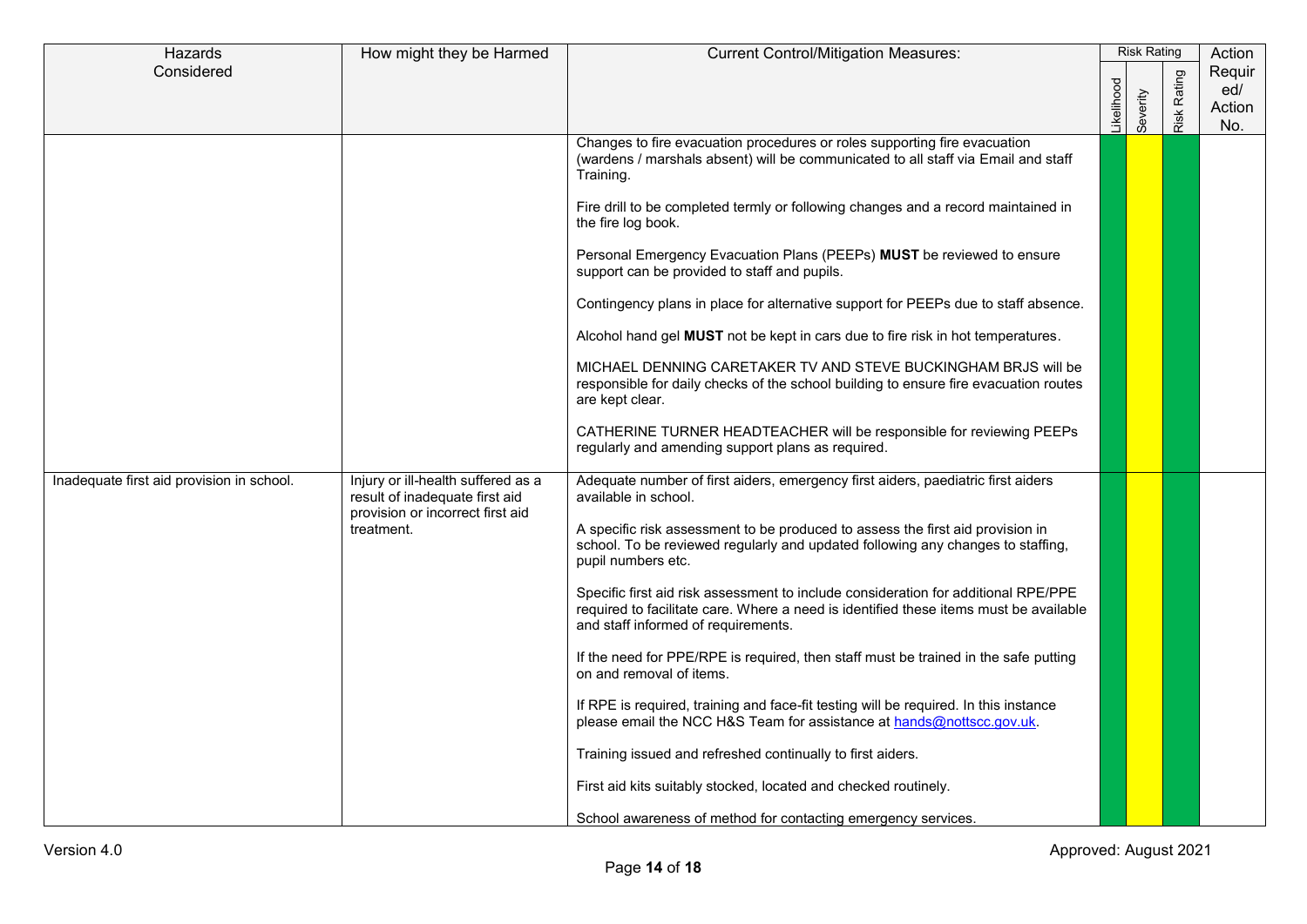| Hazards Considered | How might they be Harmed | Current Control/Mitigation Measures: | Risk Rating | | | Action Required/ Action No. |
|---|---|---|---|---|---|---|
| | | | Likelihood | Severity | Risk Rating | |
| | | Changes to fire evacuation procedures or roles supporting fire evacuation (wardens / marshals absent) will be communicated to all staff via Email and staff Training.<br><br>Fire drill to be completed termly or following changes and a record maintained in the fire log book.<br><br>Personal Emergency Evacuation Plans (PEEPs) **MUST** be reviewed to ensure support can be provided to staff and pupils.<br><br>Contingency plans in place for alternative support for PEEPs due to staff absence.<br><br>Alcohol hand gel **MUST** not be kept in cars due to fire risk in hot temperatures.<br><br>MICHAEL DENNING CARETAKER TV AND STEVE BUCKINGHAM BRJS will be responsible for daily checks of the school building to ensure fire evacuation routes are kept clear.<br><br>CATHERINE TURNER HEADTEACHER will be responsible for reviewing PEEPs regularly and amending support plans as required. | | | | |
| Inadequate first aid provision in school. | Injury or ill-health suffered as a result of inadequate first aid provision or incorrect first aid treatment. | Adequate number of first aiders, emergency first aiders, paediatric first aiders available in school.<br><br>A specific risk assessment to be produced to assess the first aid provision in school. To be reviewed regularly and updated following any changes to staffing, pupil numbers etc.<br><br>Specific first aid risk assessment to include consideration for additional RPE/PPE required to facilitate care. Where a need is identified these items must be available and staff informed of requirements.<br><br>If the need for PPE/RPE is required, then staff must be trained in the safe putting on and removal of items.<br><br>If RPE is required, training and face-fit testing will be required. In this instance please email the NCC H&S Team for assistance at hands@nottscc.gov.uk.<br><br>Training issued and refreshed continually to first aiders.<br><br>First aid kits suitably stocked, located and checked routinely.<br><br>School awareness of method for contacting emergency services. | | | | |

Version 4.0 Approved: August 2021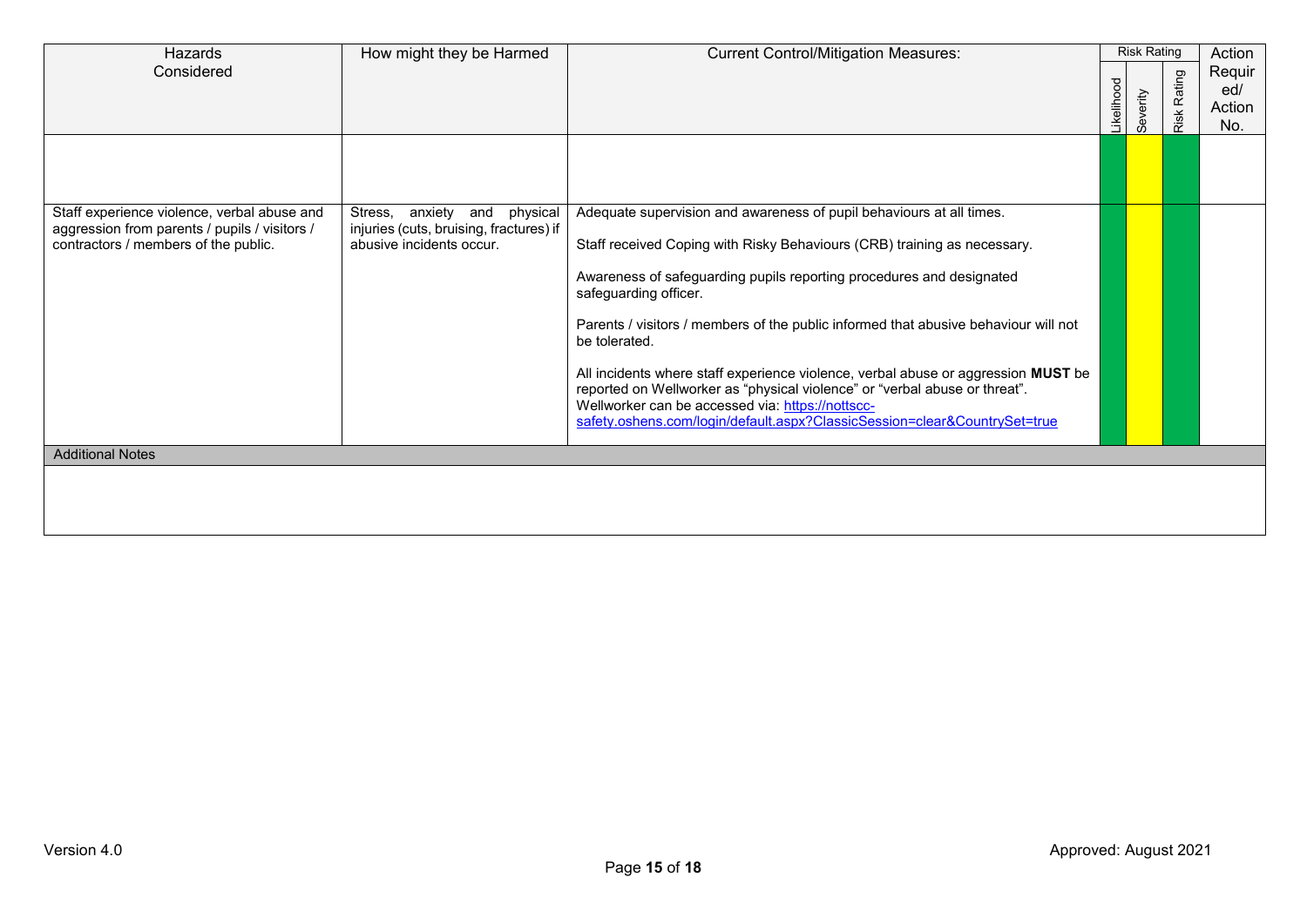| Hazards Considered | How might they be Harmed | Current Control/Mitigation Measures: | Risk Rating | | | Action Required/ Action No. |
|---|---|---|---|---|---|---|
| | | | Likelihood | Severity | Risk Rating | |
| | | | | | | |
| Staff experience violence, verbal abuse and aggression from parents / pupils / visitors / contractors / members of the public. | Stress, anxiety and physical injuries (cuts, bruising, fractures) if abusive incidents occur. | Adequate supervision and awareness of pupil behaviours at all times.<br><br>Staff received Coping with Risky Behaviours (CRB) training as necessary.<br><br>Awareness of safeguarding pupils reporting procedures and designated safeguarding officer.<br><br>Parents / visitors / members of the public informed that abusive behaviour will not be tolerated.<br><br>All incidents where staff experience violence, verbal abuse or aggression **MUST** be reported on Wellworker as "physical violence" or "verbal abuse or threat". Wellworker can be accessed via: https://nottscc-safety.oshens.com/login/default.aspx?ClassicSession=clear&CountrySet=true | | | | |
| Additional Notes | | | | | | |
| | | | | | | |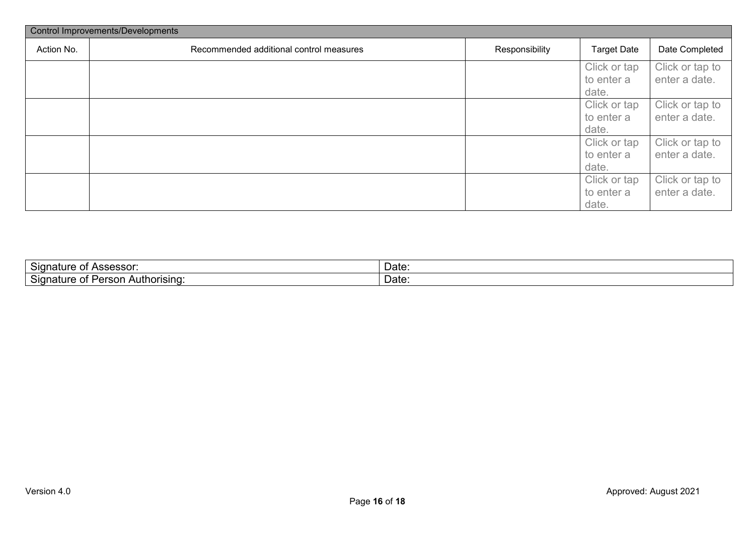| Control Improvements/Developments | | | | |
|---|---|---|---|---|
| Action No. | Recommended additional control measures | Responsibility | Target Date | Date Completed |
| | | | Click or tap to enter a date. | Click or tap to enter a date. |
| | | | Click or tap to enter a date. | Click or tap to enter a date. |
| | | | Click or tap to enter a date. | Click or tap to enter a date. |
| | | | Click or tap to enter a date. | Click or tap to enter a date. |

| Signature of Assessor: | Date: |
|---|---|
| Signature of Person Authorising: | Date: |

Version 4.0

Approved: August 2021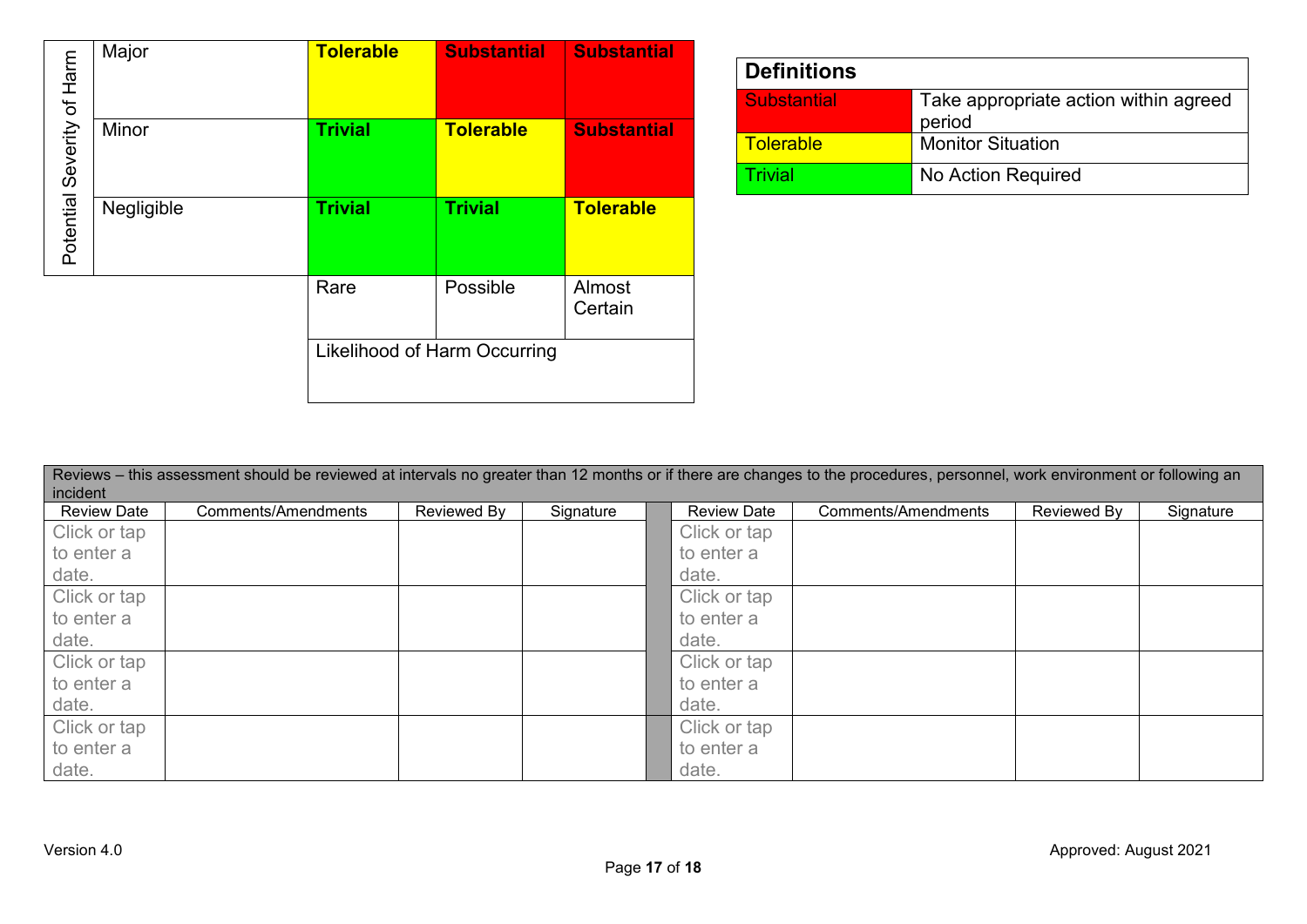| Potential Severity of Harm | | | | |
|---|---|---|---|---|
| | Major | **Tolerable** | **Substantial** | **Substantial** |
| | Minor | **Trivial** | **Tolerable** | **Substantial** |
| | Negligible | **Trivial** | **Trivial** | **Tolerable** |
| | | Rare | Possible | Almost Certain |
| | | Likelihood of Harm Occurring | | |

| **Definitions** | |
|---|---|
| Substantial | Take appropriate action within agreed period |
| Tolerable | Monitor Situation |
| Trivial | No Action Required |

| Reviews – this assessment should be reviewed at intervals no greater than 12 months or if there are changes to the procedures, personnel, work environment or following an incident | | | | | | | | |
|---|---|---|---|---|---|---|---|---|
| Review Date | Comments/Amendments | Reviewed By | Signature | | Review Date | Comments/Amendments | Reviewed By | Signature |
| Click or tap to enter a date. | | | | | Click or tap to enter a date. | | | |
| Click or tap to enter a date. | | | | | Click or tap to enter a date. | | | |
| Click or tap to enter a date. | | | | | Click or tap to enter a date. | | | |
| Click or tap to enter a date. | | | | | Click or tap to enter a date. | | | |

Version 4.0

Approved: August 2021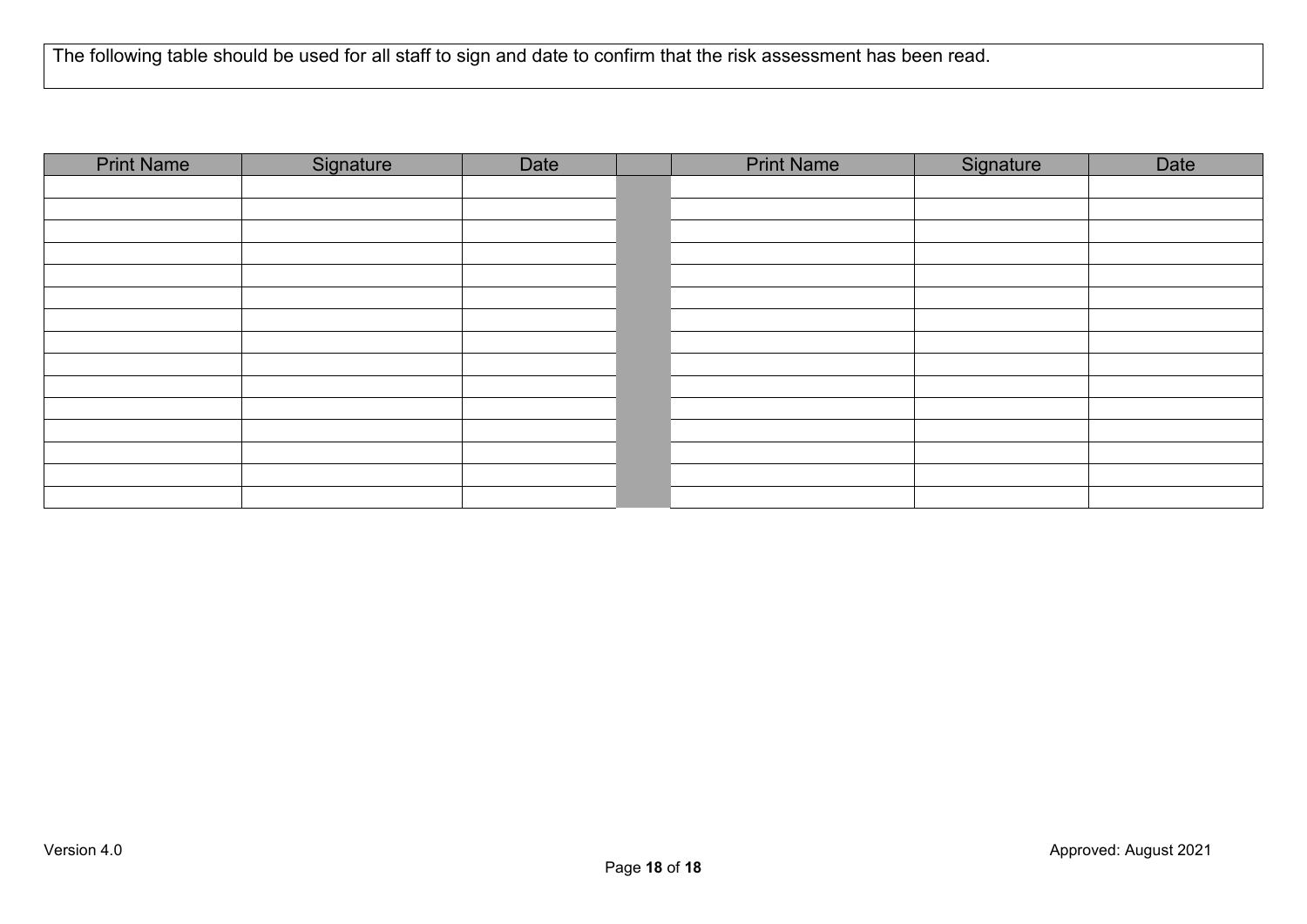The following table should be used for all staff to sign and date to confirm that the risk assessment has been read.

| Print Name | Signature | Date | | Print Name | Signature | Date |
|---|---|---|---|---|---|---|
| | | | | | | |
| | | | | | | |
| | | | | | | |
| | | | | | | |
| | | | | | | |
| | | | | | | |
| | | | | | | |
| | | | | | | |
| | | | | | | |
| | | | | | | |
| | | | | | | |
| | | | | | | |
| | | | | | | |
| | | | | | | |
| | | | | | | |

Version 4.0

Approved: August 2021